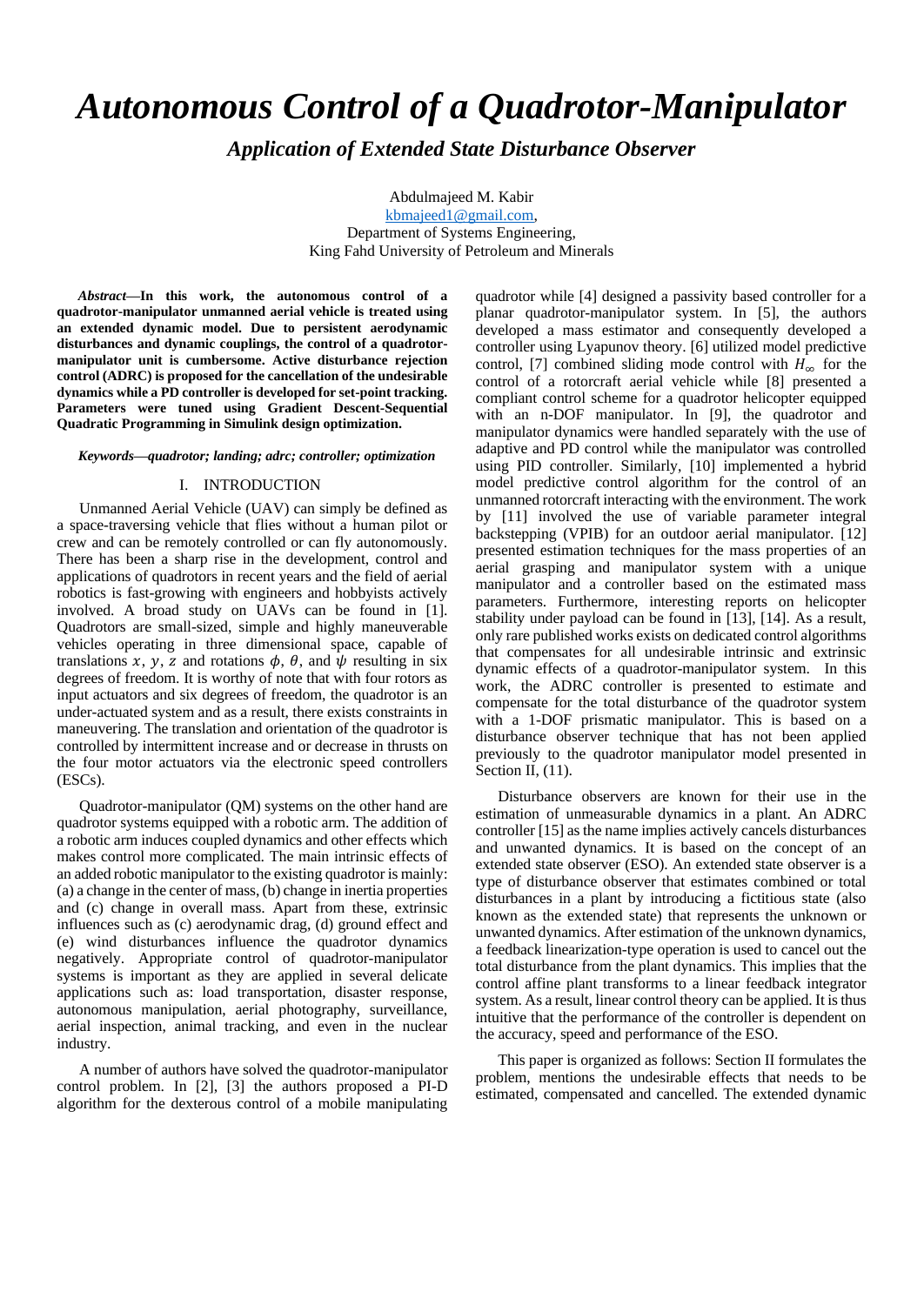# Autonomous Control of a Quadrotor-Manipulator

## Application of Extended State Disturbance Observer

Abdulmajeed M. Kabir
kbmajeed1@gmail.com,
Department of Systems Engineering,
King Fahd University of Petroleum and Minerals

***Abstract*—In this work, the autonomous control of a quadrotor-manipulator unmanned aerial vehicle is treated using an extended dynamic model. Due to persistent aerodynamic disturbances and dynamic couplings, the control of a quadrotor-manipulator unit is cumbersome. Active disturbance rejection control (ADRC) is proposed for the cancellation of the undesirable dynamics while a PD controller is developed for set-point tracking. Parameters were tuned using Gradient Descent-Sequential Quadratic Programming in Simulink design optimization.**

***Keywords—quadrotor; landing; adrc; controller; optimization***

## I. INTRODUCTION

Unmanned Aerial Vehicle (UAV) can simply be defined as a space-traversing vehicle that flies without a human pilot or crew and can be remotely controlled or can fly autonomously. There has been a sharp rise in the development, control and applications of quadrotors in recent years and the field of aerial robotics is fast-growing with engineers and hobbyists actively involved. A broad study on UAVs can be found in [1]. Quadrotors are small-sized, simple and highly maneuverable vehicles operating in three dimensional space, capable of translations $x$, $y$, $z$ and rotations $\phi$, $\theta$, and $\psi$ resulting in six degrees of freedom. It is worthy of note that with four rotors as input actuators and six degrees of freedom, the quadrotor is an under-actuated system and as a result, there exists constraints in maneuvering. The translation and orientation of the quadrotor is controlled by intermittent increase and or decrease in thrusts on the four motor actuators via the electronic speed controllers (ESCs).

Quadrotor-manipulator (QM) systems on the other hand are quadrotor systems equipped with a robotic arm. The addition of a robotic arm induces coupled dynamics and other effects which makes control more complicated. The main intrinsic effects of an added robotic manipulator to the existing quadrotor is mainly: (a) a change in the center of mass, (b) change in inertia properties and (c) change in overall mass. Apart from these, extrinsic influences such as (c) aerodynamic drag, (d) ground effect and (e) wind disturbances influence the quadrotor dynamics negatively. Appropriate control of quadrotor-manipulator systems is important as they are applied in several delicate applications such as: load transportation, disaster response, autonomous manipulation, aerial photography, surveillance, aerial inspection, animal tracking, and even in the nuclear industry.

A number of authors have solved the quadrotor-manipulator control problem. In [2], [3] the authors proposed a PI-D algorithm for the dexterous control of a mobile manipulating quadrotor while [4] designed a passivity based controller for a planar quadrotor-manipulator system. In [5], the authors developed a mass estimator and consequently developed a controller using Lyapunov theory. [6] utilized model predictive control, [7] combined sliding mode control with $H_\infty$ for the control of a rotorcraft aerial vehicle while [8] presented a compliant control scheme for a quadrotor helicopter equipped with an n-DOF manipulator. In [9], the quadrotor and manipulator dynamics were handled separately with the use of adaptive and PD control while the manipulator was controlled using PID controller. Similarly, [10] implemented a hybrid model predictive control algorithm for the control of an unmanned rotorcraft interacting with the environment. The work by [11] involved the use of variable parameter integral backstepping (VPIB) for an outdoor aerial manipulator. [12] presented estimation techniques for the mass properties of an aerial grasping and manipulator system with a unique manipulator and a controller based on the estimated mass parameters. Furthermore, interesting reports on helicopter stability under payload can be found in [13], [14]. As a result, only rare published works exists on dedicated control algorithms that compensates for all undesirable intrinsic and extrinsic dynamic effects of a quadrotor-manipulator system. In this work, the ADRC controller is presented to estimate and compensate for the total disturbance of the quadrotor system with a 1-DOF prismatic manipulator. This is based on a disturbance observer technique that has not been applied previously to the quadrotor manipulator model presented in Section II, (11).

Disturbance observers are known for their use in the estimation of unmeasurable dynamics in a plant. An ADRC controller [15] as the name implies actively cancels disturbances and unwanted dynamics. It is based on the concept of an extended state observer (ESO). An extended state observer is a type of disturbance observer that estimates combined or total disturbances in a plant by introducing a fictitious state (also known as the extended state) that represents the unknown or unwanted dynamics. After estimation of the unknown dynamics, a feedback linearization-type operation is used to cancel out the total disturbance from the plant dynamics. This implies that the control affine plant transforms to a linear feedback integrator system. As a result, linear control theory can be applied. It is thus intuitive that the performance of the controller is dependent on the accuracy, speed and performance of the ESO.

This paper is organized as follows: Section II formulates the problem, mentions the undesirable effects that needs to be estimated, compensated and cancelled. The extended dynamic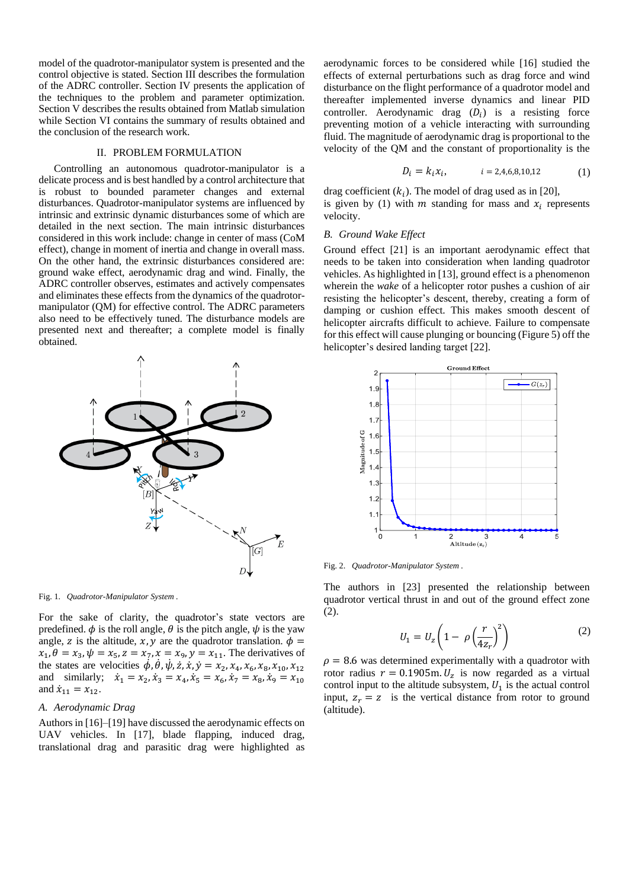model of the quadrotor-manipulator system is presented and the control objective is stated. Section III describes the formulation of the ADRC controller. Section IV presents the application of the techniques to the problem and parameter optimization. Section V describes the results obtained from Matlab simulation while Section VI contains the summary of results obtained and the conclusion of the research work.

## II. PROBLEM FORMULATION

Controlling an autonomous quadrotor-manipulator is a delicate process and is best handled by a control architecture that is robust to bounded parameter changes and external disturbances. Quadrotor-manipulator systems are influenced by intrinsic and extrinsic dynamic disturbances some of which are detailed in the next section. The main intrinsic disturbances considered in this work include: change in center of mass (CoM effect), change in moment of inertia and change in overall mass. On the other hand, the extrinsic disturbances considered are: ground wake effect, aerodynamic drag and wind. Finally, the ADRC controller observes, estimates and actively compensates and eliminates these effects from the dynamics of the quadrotor-manipulator (QM) for effective control. The ADRC parameters also need to be effectively tuned. The disturbance models are presented next and thereafter; a complete model is finally obtained.

1
2
4
3
Pitch
Roll
Yaw
[B]
X
Y
Z
l
N
E
D
[G]

Fig. 1. *Quadrotor-Manipulator System .*

For the sake of clarity, the quadrotor's state vectors are predefined. $\phi$ is the roll angle, $\theta$ is the pitch angle, $\psi$ is the yaw angle, $z$ is the altitude, $x, y$ are the quadrotor translation. $\phi = x_1, \theta = x_3, \psi = x_5, z = x_7, x = x_9, y = x_{11}$. The derivatives of the states are velocities $\dot{\phi}, \dot{\theta}, \dot{\psi}, \dot{z}, \dot{x}, \dot{y} = x_2, x_4, x_6, x_8, x_{10}, x_{12}$ and similarly; $\dot{x}_1 = x_2, \dot{x}_3 = x_4, \dot{x}_5 = x_6, \dot{x}_7 = x_8, \dot{x}_9 = x_{10}$ and $\dot{x}_{11} = x_{12}$.

### *A. Aerodynamic Drag*

Authors in [16]–[19] have discussed the aerodynamic effects on UAV vehicles. In [17], blade flapping, induced drag, translational drag and parasitic drag were highlighted as aerodynamic forces to be considered while [16] studied the effects of external perturbations such as drag force and wind disturbance on the flight performance of a quadrotor model and thereafter implemented inverse dynamics and linear PID controller. Aerodynamic drag ($D_i$) is a resisting force preventing motion of a vehicle interacting with surrounding fluid. The magnitude of aerodynamic drag is proportional to the velocity of the QM and the constant of proportionality is the

$$D_i = k_i x_i, \qquad i = 2,4,6,8,10,12 \tag{1}$$

drag coefficient ($k_i$). The model of drag used as in [20], is given by (1) with $m$ standing for mass and $x_i$ represents velocity.

### *B. Ground Wake Effect*

Ground effect [21] is an important aerodynamic effect that needs to be taken into consideration when landing quadrotor vehicles. As highlighted in [13], ground effect is a phenomenon wherein the *wake* of a helicopter rotor pushes a cushion of air resisting the helicopter's descent, thereby, creating a form of damping or cushion effect. This makes smooth descent of helicopter aircrafts difficult to achieve. Failure to compensate for this effect will cause plunging or bouncing (Figure 5) off the helicopter's desired landing target [22].

Ground Effect
$G(z_r)$
Magnitude of G
Altitude ($z_r$)
2
1.9
1.8
1.7
1.6
1.5
1.4
1.3
1.2
1.1
1
0
1
2
3
4
5

Fig. 2. *Quadrotor-Manipulator System .*

The authors in [23] presented the relationship between quadrotor vertical thrust in and out of the ground effect zone (2).

$$U_1 = U_z \left(1 - \rho \left(\frac{r}{4z_r}\right)^2\right) \tag{2}$$

$\rho = 8.6$ was determined experimentally with a quadrotor with rotor radius $r = 0.1905$m. $U_z$ is now regarded as a virtual control input to the altitude subsystem, $U_1$ is the actual control input, $z_r = z$ is the vertical distance from rotor to ground (altitude).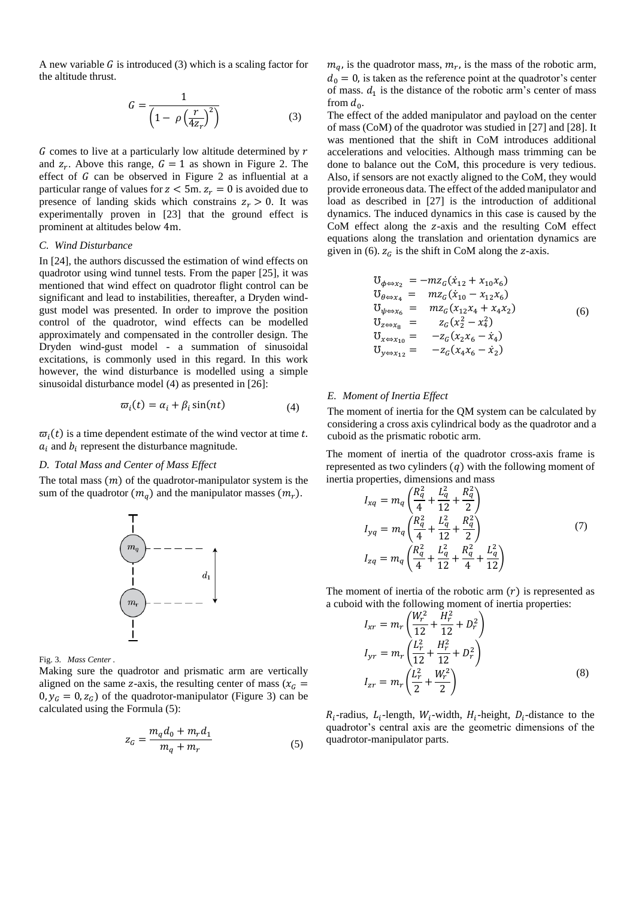A new variable $G$ is introduced (3) which is a scaling factor for the altitude thrust.

$$G = \frac{1}{\left(1 - \rho\left(\frac{r}{4z_r}\right)^2\right)} \quad (3)$$

$G$ comes to live at a particularly low altitude determined by $r$ and $z_r$. Above this range, $G = 1$ as shown in Figure 2. The effect of $G$ can be observed in Figure 2 as influential at a particular range of values for $z < 5$m. $z_r = 0$ is avoided due to presence of landing skids which constrains $z_r > 0$. It was experimentally proven in [23] that the ground effect is prominent at altitudes below 4m.

### C. Wind Disturbance

In [24], the authors discussed the estimation of wind effects on quadrotor using wind tunnel tests. From the paper [25], it was mentioned that wind effect on quadrotor flight control can be significant and lead to instabilities, thereafter, a Dryden wind-gust model was presented. In order to improve the position control of the quadrotor, wind effects can be modelled approximately and compensated in the controller design. The Dryden wind-gust model - a summation of sinusoidal excitations, is commonly used in this regard. In this work however, the wind disturbance is modelled using a simple sinusoidal disturbance model (4) as presented in [26]:

$$\varpi_i(t) = \alpha_i + \beta_i \sin(nt) \quad (4)$$

$\varpi_i(t)$ is a time dependent estimate of the wind vector at time $t$. $a_i$ and $b_i$ represent the disturbance magnitude.

### D. Total Mass and Center of Mass Effect

The total mass $(m)$ of the quadrotor-manipulator system is the sum of the quadrotor $(m_q)$ and the manipulator masses $(m_r)$.

$m_q$

$d_1$

$m_r$

Fig. 3. *Mass Center* .

Making sure the quadrotor and prismatic arm are vertically aligned on the same $z$-axis, the resulting center of mass ($x_G = 0, y_G = 0, z_G$) of the quadrotor-manipulator (Figure 3) can be calculated using the Formula (5):

$$z_G = \frac{m_q d_0 + m_r d_1}{m_q + m_r} \quad (5)$$

$m_q$, is the quadrotor mass, $m_r$, is the mass of the robotic arm, $d_0 = 0$, is taken as the reference point at the quadrotor's center of mass. $d_1$ is the distance of the robotic arm's center of mass from $d_0$.

The effect of the added manipulator and payload on the center of mass (CoM) of the quadrotor was studied in [27] and [28]. It was mentioned that the shift in CoM introduces additional accelerations and velocities. Although mass trimming can be done to balance out the CoM, this procedure is very tedious. Also, if sensors are not exactly aligned to the CoM, they would provide erroneous data. The effect of the added manipulator and load as described in [27] is the introduction of additional dynamics. The induced dynamics in this case is caused by the CoM effect along the $z$-axis and the resulting CoM effect equations along the translation and orientation dynamics are given in (6). $z_G$ is the shift in CoM along the $z$-axis.

$$\begin{aligned}
\mho_{\phi\Leftrightarrow x_2} &= -mz_G(\dot{x}_{12} + x_{10}x_6) \\
\mho_{\theta\Leftrightarrow x_4} &= mz_G(\dot{x}_{10} - x_{12}x_6) \\
\mho_{\psi\Leftrightarrow x_6} &= mz_G(x_{12}x_4 + x_4x_2) \\
\mho_{z\Leftrightarrow x_8} &= z_G(x_2^2 - x_4^2) \\
\mho_{x\Leftrightarrow x_{10}} &= -z_G(x_2x_6 - \dot{x}_4) \\
\mho_{y\Leftrightarrow x_{12}} &= -z_G(x_4x_6 - \dot{x}_2)
\end{aligned} \quad (6)$$

### E. Moment of Inertia Effect

The moment of inertia for the QM system can be calculated by considering a cross axis cylindrical body as the quadrotor and a cuboid as the prismatic robotic arm.

The moment of inertia of the quadrotor cross-axis frame is represented as two cylinders $(q)$ with the following moment of inertia properties, dimensions and mass

$$\begin{aligned}
I_{xq} &= m_q\left(\frac{R_q^2}{4} + \frac{L_q^2}{12} + \frac{R_q^2}{2}\right) \\
I_{yq} &= m_q\left(\frac{R_q^2}{4} + \frac{L_q^2}{12} + \frac{R_q^2}{2}\right) \\
I_{zq} &= m_q\left(\frac{R_q^2}{4} + \frac{L_q^2}{12} + \frac{R_q^2}{4} + \frac{L_q^2}{12}\right)
\end{aligned} \quad (7)$$

The moment of inertia of the robotic arm $(r)$ is represented as a cuboid with the following moment of inertia properties:

$$\begin{aligned}
I_{xr} &= m_r\left(\frac{W_r^2}{12} + \frac{H_r^2}{12} + D_r^2\right) \\
I_{yr} &= m_r\left(\frac{L_r^2}{12} + \frac{H_r^2}{12} + D_r^2\right) \\
I_{zr} &= m_r\left(\frac{L_r^2}{2} + \frac{W_r^2}{2}\right)
\end{aligned} \quad (8)$$

$R_i$-radius, $L_i$-length, $W_i$-width, $H_i$-height, $D_i$-distance to the quadrotor's central axis are the geometric dimensions of the quadrotor-manipulator parts.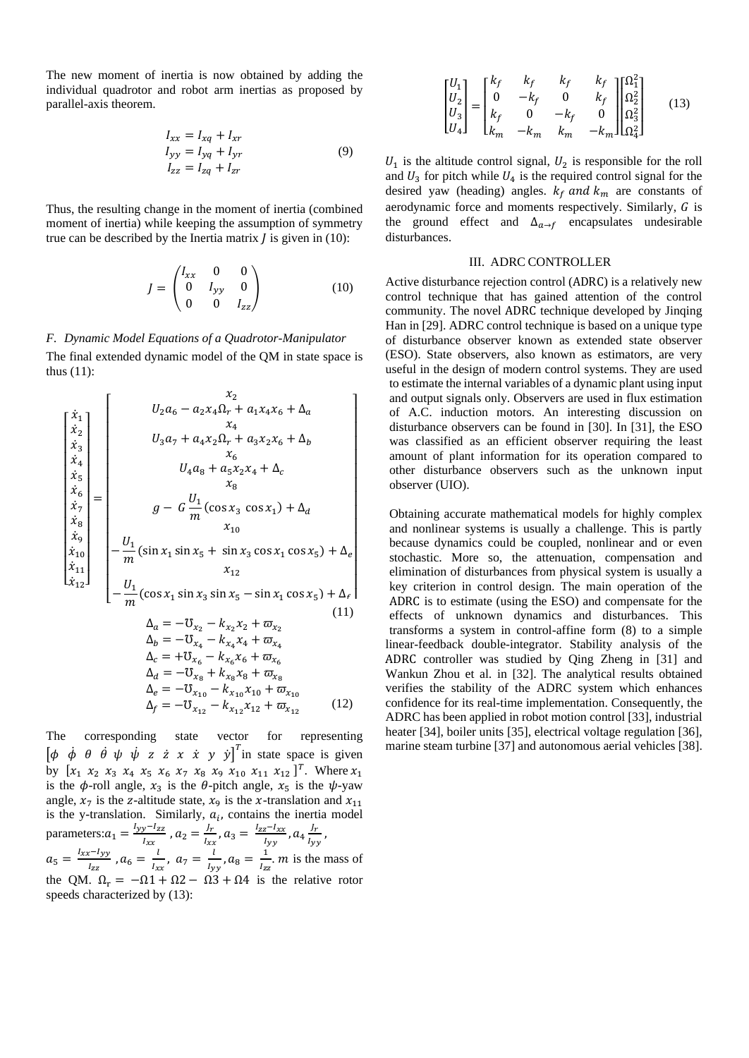The new moment of inertia is now obtained by adding the individual quadrotor and robot arm inertias as proposed by parallel-axis theorem.

$$
\begin{aligned}
I_{xx} &= I_{xq} + I_{xr} \\
I_{yy} &= I_{yq} + I_{yr} \\
I_{zz} &= I_{zq} + I_{zr}
\end{aligned} \tag{9}
$$

Thus, the resulting change in the moment of inertia (combined moment of inertia) while keeping the assumption of symmetry true can be described by the Inertia matrix $J$ is given in (10):

$$
J = \begin{pmatrix} I_{xx} & 0 & 0 \\ 0 & I_{yy} & 0 \\ 0 & 0 & I_{zz} \end{pmatrix} \tag{10}
$$

### F. Dynamic Model Equations of a Quadrotor-Manipulator

The final extended dynamic model of the QM in state space is thus (11):

$$
\begin{bmatrix} \dot{x}_1 \\ \dot{x}_2 \\ \dot{x}_3 \\ \dot{x}_4 \\ \dot{x}_5 \\ \dot{x}_6 \\ \dot{x}_7 \\ \dot{x}_8 \\ \dot{x}_9 \\ \dot{x}_{10} \\ \dot{x}_{11} \\ \dot{x}_{12} \end{bmatrix} = \begin{bmatrix} x_2 \\ U_2 a_6 - a_2 x_4 \Omega_r + a_1 x_4 x_6 + \Delta_a \\ x_4 \\ U_3 a_7 + a_4 x_2 \Omega_r + a_3 x_2 x_6 + \Delta_b \\ x_6 \\ U_4 a_8 + a_5 x_2 x_4 + \Delta_c \\ x_8 \\ g - G \dfrac{U_1}{m} (\cos x_3 \cos x_1) + \Delta_d \\ x_{10} \\ -\dfrac{U_1}{m} (\sin x_1 \sin x_5 + \sin x_3 \cos x_1 \cos x_5) + \Delta_e \\ x_{12} \\ -\dfrac{U_1}{m} (\cos x_1 \sin x_3 \sin x_5 - \sin x_1 \cos x_5) + \Delta_f \end{bmatrix} \tag{11}
$$

$$
\begin{aligned}
\Delta_a &= -\mho_{x_2} - k_{x_2} x_2 + \varpi_{x_2} \\
\Delta_b &= -\mho_{x_4} - k_{x_4} x_4 + \varpi_{x_4} \\
\Delta_c &= +\mho_{x_6} - k_{x_6} x_6 + \varpi_{x_6} \\
\Delta_d &= -\mho_{x_8} + k_{x_8} x_8 + \varpi_{x_8} \\
\Delta_e &= -\mho_{x_{10}} - k_{x_{10}} x_{10} + \varpi_{x_{10}} \\
\Delta_f &= -\mho_{x_{12}} - k_{x_{12}} x_{12} + \varpi_{x_{12}}
\end{aligned} \tag{12}
$$

The corresponding state vector for representing $[\phi \;\; \dot{\phi} \;\; \theta \;\; \dot{\theta} \;\; \psi \;\; \dot{\psi} \;\; z \;\; \dot{z} \;\; x \;\; \dot{x} \;\; y \;\; \dot{y}]^T$ in state space is given by $[x_1 \; x_2 \; x_3 \; x_4 \; x_5 \; x_6 \; x_7 \; x_8 \; x_9 \; x_{10} \; x_{11} \; x_{12}]^T$. Where $x_1$ is the $\phi$-roll angle, $x_3$ is the $\theta$-pitch angle, $x_5$ is the $\psi$-yaw angle, $x_7$ is the $z$-altitude state, $x_9$ is the $x$-translation and $x_{11}$ is the y-translation. Similarly, $a_i$, contains the inertia model parameters: $a_1 = \frac{I_{yy} - I_{zz}}{I_{xx}}$, $a_2 = \frac{J_r}{I_{xx}}$, $a_3 = \frac{I_{zz} - I_{xx}}{I_{yy}}$, $a_4 \frac{J_r}{I_{yy}}$, $a_5 = \frac{I_{xx} - I_{yy}}{I_{zz}}$, $a_6 = \frac{l}{I_{xx}}$, $a_7 = \frac{l}{I_{yy}}$, $a_8 = \frac{1}{I_{zz}}$. $m$ is the mass of the QM. $\Omega_r = -\Omega 1 + \Omega 2 - \Omega 3 + \Omega 4$ is the relative rotor speeds characterized by (13):

$$
\begin{bmatrix} U_1 \\ U_2 \\ U_3 \\ U_4 \end{bmatrix} = \begin{bmatrix} k_f & k_f & k_f & k_f \\ 0 & -k_f & 0 & k_f \\ k_f & 0 & -k_f & 0 \\ k_m & -k_m & k_m & -k_m \end{bmatrix} \begin{bmatrix} \Omega_1^2 \\ \Omega_2^2 \\ \Omega_3^2 \\ \Omega_4^2 \end{bmatrix} \tag{13}
$$

$U_1$ is the altitude control signal, $U_2$ is responsible for the roll and $U_3$ for pitch while $U_4$ is the required control signal for the desired yaw (heading) angles. $k_f$ *and* $k_m$ are constants of aerodynamic force and moments respectively. Similarly, $G$ is the ground effect and $\Delta_{a \to f}$ encapsulates undesirable disturbances.

## III. ADRC CONTROLLER

Active disturbance rejection control (ADRC) is a relatively new control technique that has gained attention of the control community. The novel ADRC technique developed by Jinqing Han in [29]. ADRC control technique is based on a unique type of disturbance observer known as extended state observer (ESO). State observers, also known as estimators, are very useful in the design of modern control systems. They are used to estimate the internal variables of a dynamic plant using input and output signals only. Observers are used in flux estimation of A.C. induction motors. An interesting discussion on disturbance observers can be found in [30]. In [31], the ESO was classified as an efficient observer requiring the least amount of plant information for its operation compared to other disturbance observers such as the unknown input observer (UIO).

Obtaining accurate mathematical models for highly complex and nonlinear systems is usually a challenge. This is partly because dynamics could be coupled, nonlinear and or even stochastic. More so, the attenuation, compensation and elimination of disturbances from physical system is usually a key criterion in control design. The main operation of the ADRC is to estimate (using the ESO) and compensate for the effects of unknown dynamics and disturbances. This transforms a system in control-affine form (8) to a simple linear-feedback double-integrator. Stability analysis of the ADRC controller was studied by Qing Zheng in [31] and Wankun Zhou et al. in [32]. The analytical results obtained verifies the stability of the ADRC system which enhances confidence for its real-time implementation. Consequently, the ADRC has been applied in robot motion control [33], industrial heater [34], boiler units [35], electrical voltage regulation [36], marine steam turbine [37] and autonomous aerial vehicles [38].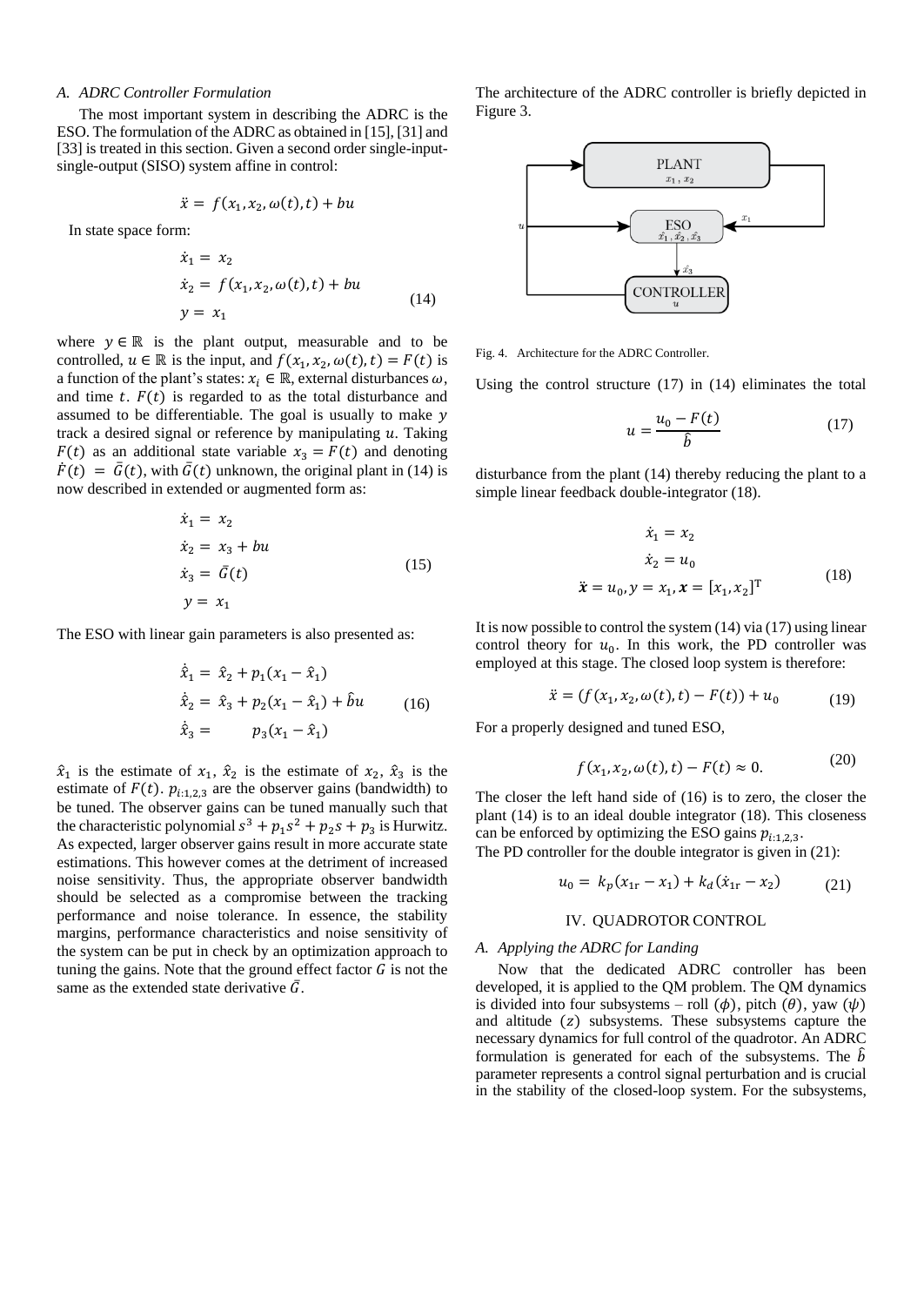### A. ADRC Controller Formulation

The most important system in describing the ADRC is the ESO. The formulation of the ADRC as obtained in [15], [31] and [33] is treated in this section. Given a second order single-input-single-output (SISO) system affine in control:

$$\ddot{x} = f(x_1, x_2, \omega(t), t) + bu$$

In state space form:

$$\begin{aligned} \dot{x}_1 &= x_2 \\ \dot{x}_2 &= f(x_1, x_2, \omega(t), t) + bu \\ y &= x_1 \end{aligned} \tag{14}$$

where $y \in \mathbb{R}$ is the plant output, measurable and to be controlled, $u \in \mathbb{R}$ is the input, and $f(x_1, x_2, \omega(t), t) = F(t)$ is a function of the plant's states: $x_i \in \mathbb{R}$, external disturbances $\omega$, and time $t$. $F(t)$ is regarded to as the total disturbance and assumed to be differentiable. The goal is usually to make $y$ track a desired signal or reference by manipulating $u$. Taking $F(t)$ as an additional state variable $x_3 = F(t)$ and denoting $\dot{F}(t) = \bar{G}(t)$, with $\bar{G}(t)$ unknown, the original plant in (14) is now described in extended or augmented form as:

$$\begin{aligned} \dot{x}_1 &= x_2 \\ \dot{x}_2 &= x_3 + bu \\ \dot{x}_3 &= \bar{G}(t) \\ y &= x_1 \end{aligned} \tag{15}$$

The ESO with linear gain parameters is also presented as:

$$\begin{aligned} \dot{\hat{x}}_1 &= \hat{x}_2 + p_1(x_1 - \hat{x}_1) \\ \dot{\hat{x}}_2 &= \hat{x}_3 + p_2(x_1 - \hat{x}_1) + \hat{b}u \\ \dot{\hat{x}}_3 &= p_3(x_1 - \hat{x}_1) \end{aligned} \tag{16}$$

$\hat{x}_1$ is the estimate of $x_1$, $\hat{x}_2$ is the estimate of $x_2$, $\hat{x}_3$ is the estimate of $F(t)$. $p_{i:1,2,3}$ are the observer gains (bandwidth) to be tuned. The observer gains can be tuned manually such that the characteristic polynomial $s^3 + p_1 s^2 + p_2 s + p_3$ is Hurwitz. As expected, larger observer gains result in more accurate state estimations. This however comes at the detriment of increased noise sensitivity. Thus, the appropriate observer bandwidth should be selected as a compromise between the tracking performance and noise tolerance. In essence, the stability margins, performance characteristics and noise sensitivity of the system can be put in check by an optimization approach to tuning the gains. Note that the ground effect factor $G$ is not the same as the extended state derivative $\bar{G}$.

The architecture of the ADRC controller is briefly depicted in Figure 3.

PLANT
$x_1, x_2$
ESO
$\hat{x}_1, \hat{x}_2, \hat{x}_3$
$x_1$
$u$
$\hat{x}_3$
CONTROLLER
$u$

Fig. 4. Architecture for the ADRC Controller.

Using the control structure (17) in (14) eliminates the total

$$u = \frac{u_0 - F(t)}{\hat{b}} \tag{17}$$

disturbance from the plant (14) thereby reducing the plant to a simple linear feedback double-integrator (18).

$$\begin{gathered} \dot{x}_1 = x_2 \\ \dot{x}_2 = u_0 \\ \ddot{\boldsymbol{x}} = u_0, y = x_1, \boldsymbol{x} = [x_1, x_2]^{\mathrm{T}} \end{gathered} \tag{18}$$

It is now possible to control the system (14) via (17) using linear control theory for $u_0$. In this work, the PD controller was employed at this stage. The closed loop system is therefore:

$$\ddot{x} = (f(x_1, x_2, \omega(t), t) - F(t)) + u_0 \tag{19}$$

For a properly designed and tuned ESO,

$$f(x_1, x_2, \omega(t), t) - F(t) \approx 0. \tag{20}$$

The closer the left hand side of (16) is to zero, the closer the plant (14) is to an ideal double integrator (18). This closeness can be enforced by optimizing the ESO gains $p_{i:1,2,3}$.

The PD controller for the double integrator is given in (21):

$$u_0 = k_p(x_{1\mathrm{r}} - x_1) + k_d(\dot{x}_{1\mathrm{r}} - x_2) \tag{21}$$

## IV. QUADROTOR CONTROL

### A. Applying the ADRC for Landing

Now that the dedicated ADRC controller has been developed, it is applied to the QM problem. The QM dynamics is divided into four subsystems – roll ($\phi$), pitch ($\theta$), yaw ($\psi$) and altitude ($z$) subsystems. These subsystems capture the necessary dynamics for full control of the quadrotor. An ADRC formulation is generated for each of the subsystems. The $\hat{b}$ parameter represents a control signal perturbation and is crucial in the stability of the closed-loop system. For the subsystems,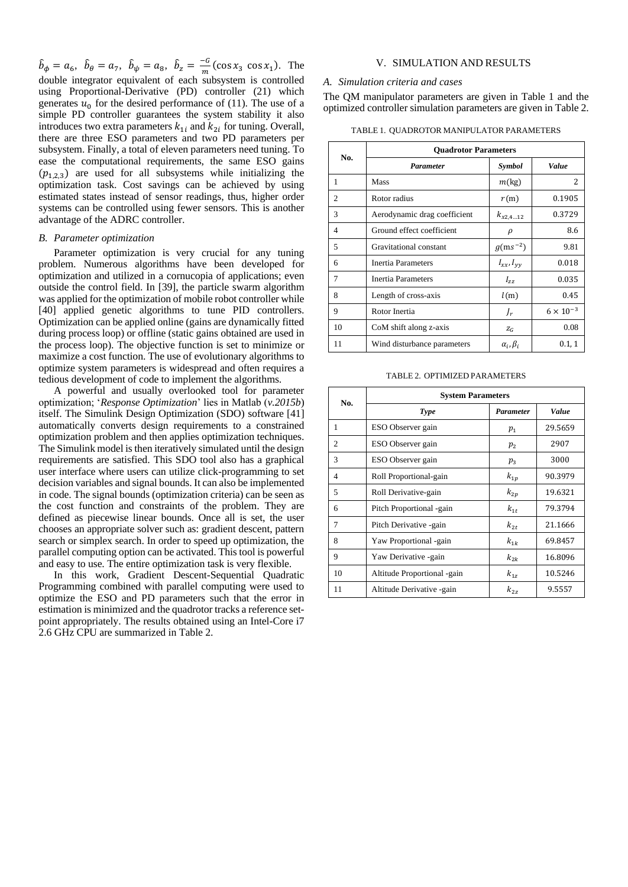$\hat{b}_\phi = a_6,\ \hat{b}_\theta = a_7,\ \hat{b}_\psi = a_8,\ \hat{b}_z = \frac{-G}{m}(\cos x_3\ \cos x_1)$. The double integrator equivalent of each subsystem is controlled using Proportional-Derivative (PD) controller (21) which generates $u_0$ for the desired performance of (11). The use of a simple PD controller guarantees the system stability it also introduces two extra parameters $k_{1i}$ and $k_{2i}$ for tuning. Overall, there are three ESO parameters and two PD parameters per subsystem. Finally, a total of eleven parameters need tuning. To ease the computational requirements, the same ESO gains $(p_{1,2,3})$ are used for all subsystems while initializing the optimization task. Cost savings can be achieved by using estimated states instead of sensor readings, thus, higher order systems can be controlled using fewer sensors. This is another advantage of the ADRC controller.

### *B. Parameter optimization*

Parameter optimization is very crucial for any tuning problem. Numerous algorithms have been developed for optimization and utilized in a cornucopia of applications; even outside the control field. In [39], the particle swarm algorithm was applied for the optimization of mobile robot controller while [40] applied genetic algorithms to tune PID controllers. Optimization can be applied online (gains are dynamically fitted during process loop) or offline (static gains obtained are used in the process loop). The objective function is set to minimize or maximize a cost function. The use of evolutionary algorithms to optimize system parameters is widespread and often requires a tedious development of code to implement the algorithms.

A powerful and usually overlooked tool for parameter optimization; '*Response Optimization*' lies in Matlab (*v.2015b*) itself. The Simulink Design Optimization (SDO) software [41] automatically converts design requirements to a constrained optimization problem and then applies optimization techniques. The Simulink model is then iteratively simulated until the design requirements are satisfied. This SDO tool also has a graphical user interface where users can utilize click-programming to set decision variables and signal bounds. It can also be implemented in code. The signal bounds (optimization criteria) can be seen as the cost function and constraints of the problem. They are defined as piecewise linear bounds. Once all is set, the user chooses an appropriate solver such as: gradient descent, pattern search or simplex search. In order to speed up optimization, the parallel computing option can be activated. This tool is powerful and easy to use. The entire optimization task is very flexible.

In this work, Gradient Descent-Sequential Quadratic Programming combined with parallel computing were used to optimize the ESO and PD parameters such that the error in estimation is minimized and the quadrotor tracks a reference set-point appropriately. The results obtained using an Intel-Core i7 2.6 GHz CPU are summarized in Table 2.

## V. SIMULATION AND RESULTS

### *A. Simulation criteria and cases*

The QM manipulator parameters are given in Table 1 and the optimized controller simulation parameters are given in Table 2.

TABLE 1. QUADROTOR MANIPULATOR PARAMETERS

| No. | Quadrotor Parameters | | |
|---|---|---|---|
| | ***Parameter*** | ***Symbol*** | ***Value*** |
| 1 | Mass | $m$(kg) | 2 |
| 2 | Rotor radius | $r$(m) | 0.1905 |
| 3 | Aerodynamic drag coefficient | $k_{x2,4\ldots12}$ | 0.3729 |
| 4 | Ground effect coefficient | $\rho$ | 8.6 |
| 5 | Gravitational constant | $g(\mathrm{ms}^{-2})$ | 9.81 |
| 6 | Inertia Parameters | $I_{xx}, I_{yy}$ | 0.018 |
| 7 | Inertia Parameters | $I_{zz}$ | 0.035 |
| 8 | Length of cross-axis | $l$(m) | 0.45 |
| 9 | Rotor Inertia | $J_r$ | $6 \times 10^{-3}$ |
| 10 | CoM shift along z-axis | $z_G$ | 0.08 |
| 11 | Wind disturbance parameters | $\alpha_i, \beta_i$ | 0.1, 1 |

TABLE 2. OPTIMIZED PARAMETERS

| No. | System Parameters | | |
|---|---|---|---|
| | ***Type*** | ***Parameter*** | ***Value*** |
| 1 | ESO Observer gain | $p_1$ | 29.5659 |
| 2 | ESO Observer gain | $p_2$ | 2907 |
| 3 | ESO Observer gain | $p_3$ | 3000 |
| 4 | Roll Proportional-gain | $k_{1p}$ | 90.3979 |
| 5 | Roll Derivative-gain | $k_{2p}$ | 19.6321 |
| 6 | Pitch Proportional -gain | $k_{1t}$ | 79.3794 |
| 7 | Pitch Derivative -gain | $k_{2t}$ | 21.1666 |
| 8 | Yaw Proportional -gain | $k_{1k}$ | 69.8457 |
| 9 | Yaw Derivative -gain | $k_{2k}$ | 16.8096 |
| 10 | Altitude Proportional -gain | $k_{1z}$ | 10.5246 |
| 11 | Altitude Derivative -gain | $k_{2z}$ | 9.5557 |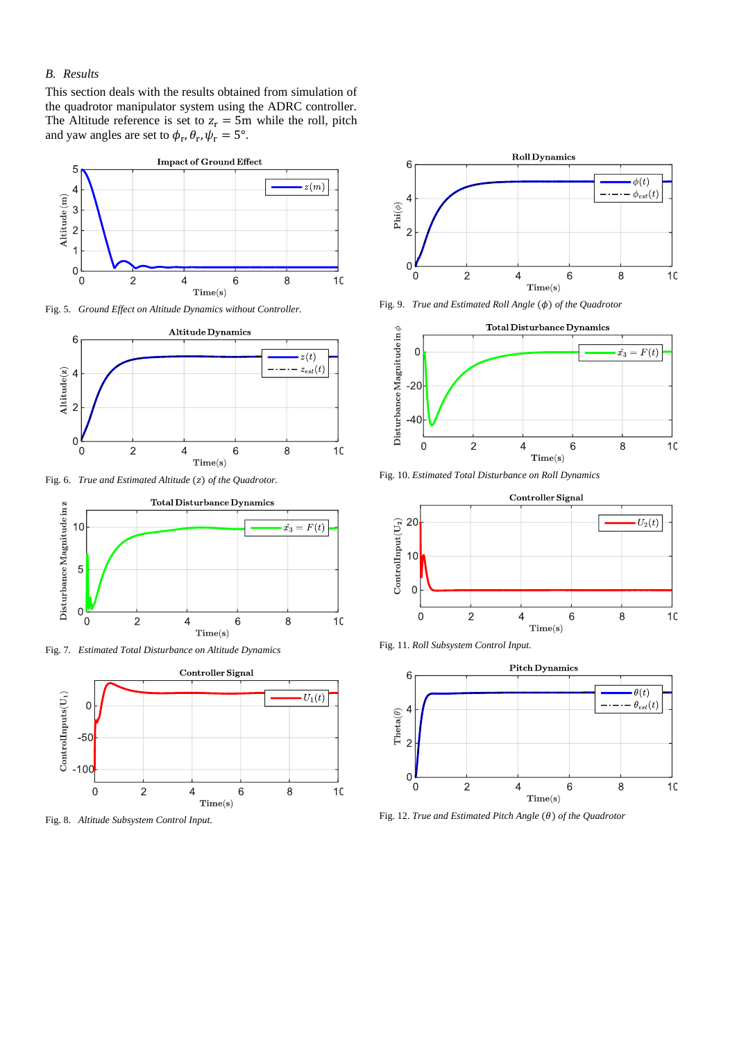### B. Results

This section deals with the results obtained from simulation of the quadrotor manipulator system using the ADRC controller. The Altitude reference is set to $z_r = 5$m while the roll, pitch and yaw angles are set to $\phi_r, \theta_r, \psi_r = 5°$.

Impact of Ground Effect

5
4
3
2
1
0

Altitude (m)

0 2 4 6 8 10

Time(s)

$z(m)$

Fig. 5. *Ground Effect on Altitude Dynamics without Controller.*

Altitude Dynamics

6
4
2
0

Altitude(z)

0 2 4 6 8 10

Time(s)

$z(t)$
$z_{est}(t)$

Fig. 6. *True and Estimated Altitude ($z$) of the Quadrotor.*

Total Disturbance Dynamics

10
5
0

Disturbance Magnitude in z

0 2 4 6 8 10

Time(s)

$\hat{x}_3 = F(t)$

Fig. 7. *Estimated Total Disturbance on Altitude Dynamics*

Controller Signal

0
-50
-100

ControlInputs(U1)

0 2 4 6 8 10

Time(s)

$U_1(t)$

Fig. 8. *Altitude Subsystem Control Input.*

Roll Dynamics

6
4
2
0

Phi(φ)

0 2 4 6 8 10

Time(s)

$\phi(t)$
$\phi_{est}(t)$

Fig. 9. *True and Estimated Roll Angle ($\phi$) of the Quadrotor*

Total Disturbance Dynamics

0
-20
-40

Disturbance Magnitude in φ

0 2 4 6 8 10

Time(s)

$\hat{x}_3 = F(t)$

Fig. 10. *Estimated Total Disturbance on Roll Dynamics*

Controller Signal

20
10
0

ControlInput(U2)

0 2 4 6 8 10

Time(s)

$U_2(t)$

Fig. 11. *Roll Subsystem Control Input.*

Pitch Dynamics

6
4
2
0

Theta(θ)

0 2 4 6 8 10

Time(s)

$\theta(t)$
$\theta_{est}(t)$

Fig. 12. *True and Estimated Pitch Angle ($\theta$) of the Quadrotor*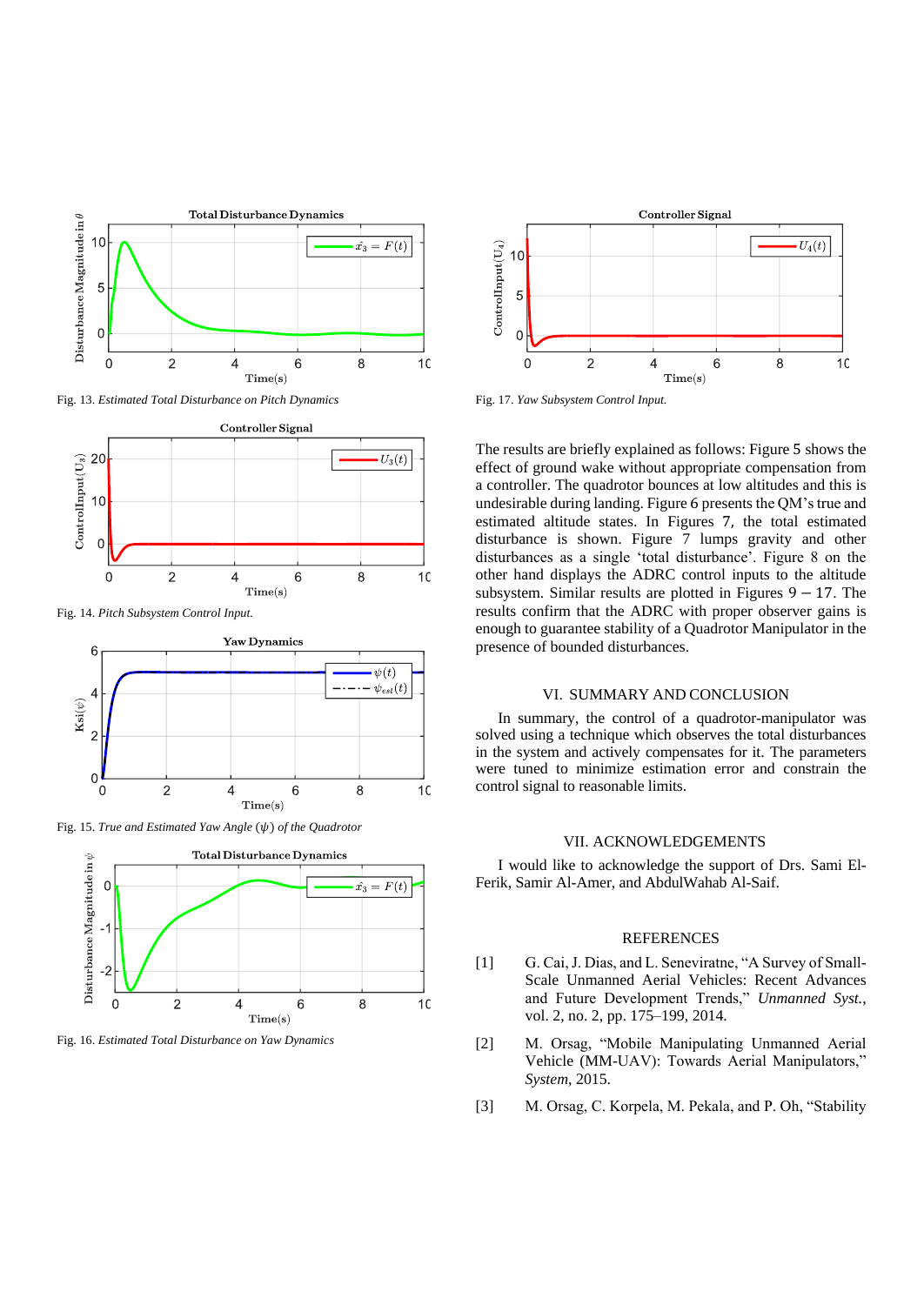Total Disturbance Dynamics

Disturbance Magnitude in $\theta$

10
5
0
0 2 4 6 8 10

Time(s)

$\hat{x_3} = F(t)$

Fig. 13. *Estimated Total Disturbance on Pitch Dynamics*

Controller Signal

ControlInput($U_3$)

20
10
0
0 2 4 6 8 10

Time(s)

$U_3(t)$

Fig. 14. *Pitch Subsystem Control Input.*

Yaw Dynamics

Ksi($\psi$)

6
4
2
0
0 2 4 6 8 10

Time(s)

$\psi(t)$
$\psi_{est}(t)$

Fig. 15. *True and Estimated Yaw Angle ($\psi$) of the Quadrotor*

Total Disturbance Dynamics

Disturbance Magnitude in $\psi$

0
-1
-2
0 2 4 6 8 10

Time(s)

$\hat{x_3} = F(t)$

Fig. 16. *Estimated Total Disturbance on Yaw Dynamics*

Controller Signal

ControlInput($U_4$)

10
5
0
0 2 4 6 8 10

Time(s)

$U_4(t)$

Fig. 17. *Yaw Subsystem Control Input.*

The results are briefly explained as follows: Figure 5 shows the effect of ground wake without appropriate compensation from a controller. The quadrotor bounces at low altitudes and this is undesirable during landing. Figure 6 presents the QM's true and estimated altitude states. In Figures 7, the total estimated disturbance is shown. Figure 7 lumps gravity and other disturbances as a single 'total disturbance'. Figure 8 on the other hand displays the ADRC control inputs to the altitude subsystem. Similar results are plotted in Figures $9-17$. The results confirm that the ADRC with proper observer gains is enough to guarantee stability of a Quadrotor Manipulator in the presence of bounded disturbances.

## VI. SUMMARY AND CONCLUSION

In summary, the control of a quadrotor-manipulator was solved using a technique which observes the total disturbances in the system and actively compensates for it. The parameters were tuned to minimize estimation error and constrain the control signal to reasonable limits.

## VII. ACKNOWLEDGEMENTS

I would like to acknowledge the support of Drs. Sami El-Ferik, Samir Al-Amer, and AbdulWahab Al-Saif.

## REFERENCES

[1] G. Cai, J. Dias, and L. Seneviratne, "A Survey of Small-Scale Unmanned Aerial Vehicles: Recent Advances and Future Development Trends," *Unmanned Syst.*, vol. 2, no. 2, pp. 175–199, 2014.

[2] M. Orsag, "Mobile Manipulating Unmanned Aerial Vehicle (MM-UAV): Towards Aerial Manipulators," *System*, 2015.

[3] M. Orsag, C. Korpela, M. Pekala, and P. Oh, "Stability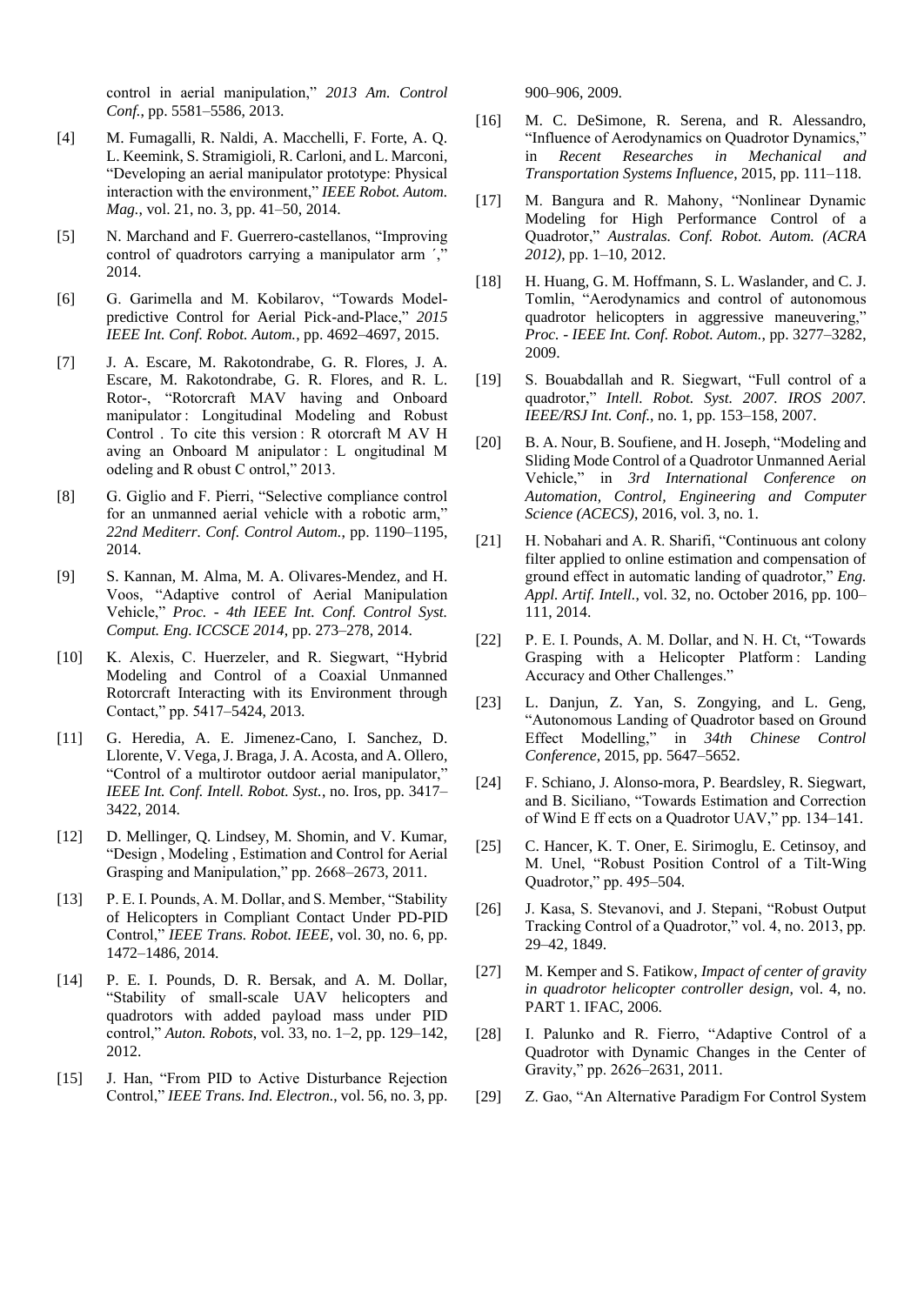control in aerial manipulation," *2013 Am. Control Conf.*, pp. 5581–5586, 2013.

[4] M. Fumagalli, R. Naldi, A. Macchelli, F. Forte, A. Q. L. Keemink, S. Stramigioli, R. Carloni, and L. Marconi, "Developing an aerial manipulator prototype: Physical interaction with the environment," *IEEE Robot. Autom. Mag.*, vol. 21, no. 3, pp. 41–50, 2014.

[5] N. Marchand and F. Guerrero-castellanos, "Improving control of quadrotors carrying a manipulator arm ´," 2014.

[6] G. Garimella and M. Kobilarov, "Towards Model-predictive Control for Aerial Pick-and-Place," *2015 IEEE Int. Conf. Robot. Autom.*, pp. 4692–4697, 2015.

[7] J. A. Escare, M. Rakotondrabe, G. R. Flores, J. A. Escare, M. Rakotondrabe, G. R. Flores, and R. L. Rotor-, "Rotorcraft MAV having and Onboard manipulator : Longitudinal Modeling and Robust Control . To cite this version : R otorcraft M AV H aving an Onboard M anipulator : L ongitudinal M odeling and R obust C ontrol," 2013.

[8] G. Giglio and F. Pierri, "Selective compliance control for an unmanned aerial vehicle with a robotic arm," *22nd Mediterr. Conf. Control Autom.*, pp. 1190–1195, 2014.

[9] S. Kannan, M. Alma, M. A. Olivares-Mendez, and H. Voos, "Adaptive control of Aerial Manipulation Vehicle," *Proc. - 4th IEEE Int. Conf. Control Syst. Comput. Eng. ICCSCE 2014*, pp. 273–278, 2014.

[10] K. Alexis, C. Huerzeler, and R. Siegwart, "Hybrid Modeling and Control of a Coaxial Unmanned Rotorcraft Interacting with its Environment through Contact," pp. 5417–5424, 2013.

[11] G. Heredia, A. E. Jimenez-Cano, I. Sanchez, D. Llorente, V. Vega, J. Braga, J. A. Acosta, and A. Ollero, "Control of a multirotor outdoor aerial manipulator," *IEEE Int. Conf. Intell. Robot. Syst.*, no. Iros, pp. 3417–3422, 2014.

[12] D. Mellinger, Q. Lindsey, M. Shomin, and V. Kumar, "Design , Modeling , Estimation and Control for Aerial Grasping and Manipulation," pp. 2668–2673, 2011.

[13] P. E. I. Pounds, A. M. Dollar, and S. Member, "Stability of Helicopters in Compliant Contact Under PD-PID Control," *IEEE Trans. Robot. IEEE*, vol. 30, no. 6, pp. 1472–1486, 2014.

[14] P. E. I. Pounds, D. R. Bersak, and A. M. Dollar, "Stability of small-scale UAV helicopters and quadrotors with added payload mass under PID control," *Auton. Robots*, vol. 33, no. 1–2, pp. 129–142, 2012.

[15] J. Han, "From PID to Active Disturbance Rejection Control," *IEEE Trans. Ind. Electron.*, vol. 56, no. 3, pp. 900–906, 2009.

[16] M. C. DeSimone, R. Serena, and R. Alessandro, "Influence of Aerodynamics on Quadrotor Dynamics," in *Recent Researches in Mechanical and Transportation Systems Influence*, 2015, pp. 111–118.

[17] M. Bangura and R. Mahony, "Nonlinear Dynamic Modeling for High Performance Control of a Quadrotor," *Australas. Conf. Robot. Autom. (ACRA 2012)*, pp. 1–10, 2012.

[18] H. Huang, G. M. Hoffmann, S. L. Waslander, and C. J. Tomlin, "Aerodynamics and control of autonomous quadrotor helicopters in aggressive maneuvering," *Proc. - IEEE Int. Conf. Robot. Autom.*, pp. 3277–3282, 2009.

[19] S. Bouabdallah and R. Siegwart, "Full control of a quadrotor," *Intell. Robot. Syst. 2007. IROS 2007. IEEE/RSJ Int. Conf.*, no. 1, pp. 153–158, 2007.

[20] B. A. Nour, B. Soufiene, and H. Joseph, "Modeling and Sliding Mode Control of a Quadrotor Unmanned Aerial Vehicle," in *3rd International Conference on Automation, Control, Engineering and Computer Science (ACECS)*, 2016, vol. 3, no. 1.

[21] H. Nobahari and A. R. Sharifi, "Continuous ant colony filter applied to online estimation and compensation of ground effect in automatic landing of quadrotor," *Eng. Appl. Artif. Intell.*, vol. 32, no. October 2016, pp. 100–111, 2014.

[22] P. E. I. Pounds, A. M. Dollar, and N. H. Ct, "Towards Grasping with a Helicopter Platform : Landing Accuracy and Other Challenges."

[23] L. Danjun, Z. Yan, S. Zongying, and L. Geng, "Autonomous Landing of Quadrotor based on Ground Effect Modelling," in *34th Chinese Control Conference*, 2015, pp. 5647–5652.

[24] F. Schiano, J. Alonso-mora, P. Beardsley, R. Siegwart, and B. Siciliano, "Towards Estimation and Correction of Wind E ff ects on a Quadrotor UAV," pp. 134–141.

[25] C. Hancer, K. T. Oner, E. Sirimoglu, E. Cetinsoy, and M. Unel, "Robust Position Control of a Tilt-Wing Quadrotor," pp. 495–504.

[26] J. Kasa, S. Stevanovi, and J. Stepani, "Robust Output Tracking Control of a Quadrotor," vol. 4, no. 2013, pp. 29–42, 1849.

[27] M. Kemper and S. Fatikow, *Impact of center of gravity in quadrotor helicopter controller design*, vol. 4, no. PART 1. IFAC, 2006.

[28] I. Palunko and R. Fierro, "Adaptive Control of a Quadrotor with Dynamic Changes in the Center of Gravity," pp. 2626–2631, 2011.

[29] Z. Gao, "An Alternative Paradigm For Control System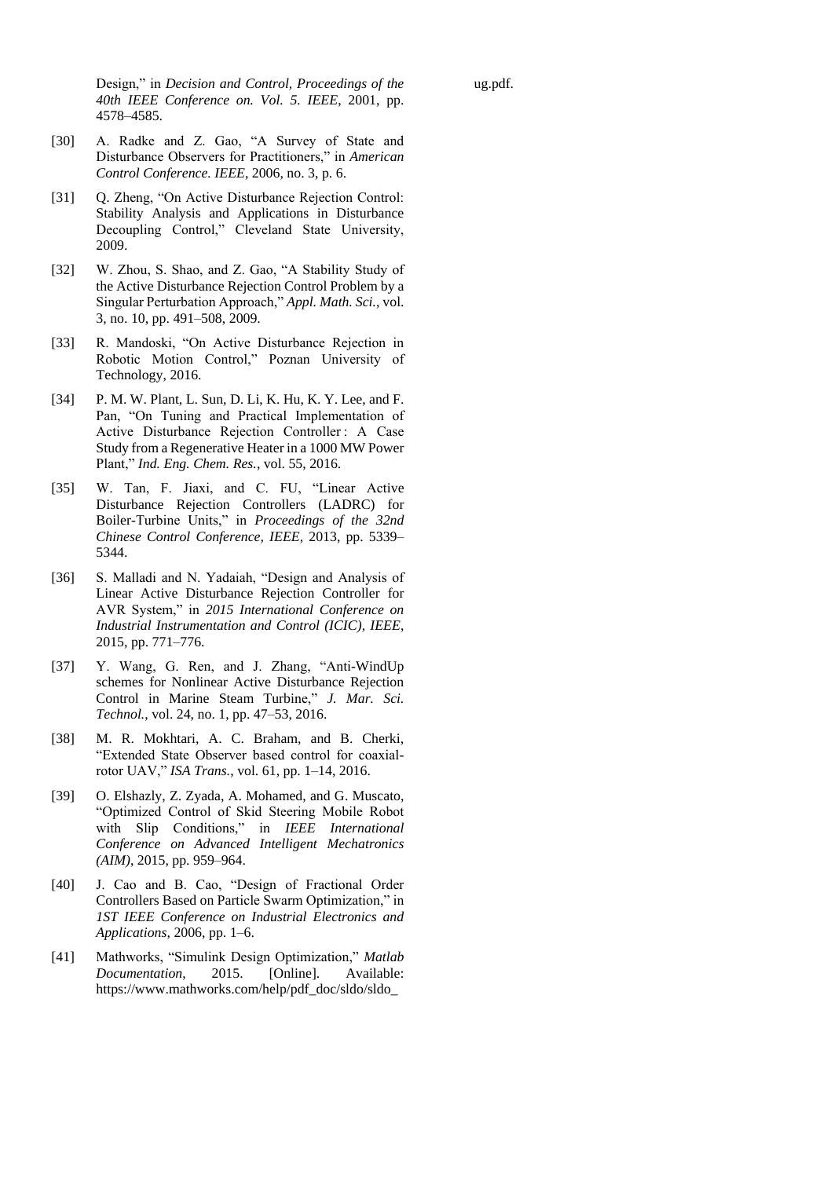Design," in *Decision and Control, Proceedings of the 40th IEEE Conference on. Vol. 5. IEEE*, 2001, pp. 4578–4585.

[30] A. Radke and Z. Gao, "A Survey of State and Disturbance Observers for Practitioners," in *American Control Conference. IEEE*, 2006, no. 3, p. 6.

[31] Q. Zheng, "On Active Disturbance Rejection Control: Stability Analysis and Applications in Disturbance Decoupling Control," Cleveland State University, 2009.

[32] W. Zhou, S. Shao, and Z. Gao, "A Stability Study of the Active Disturbance Rejection Control Problem by a Singular Perturbation Approach," *Appl. Math. Sci.*, vol. 3, no. 10, pp. 491–508, 2009.

[33] R. Mandoski, "On Active Disturbance Rejection in Robotic Motion Control," Poznan University of Technology, 2016.

[34] P. M. W. Plant, L. Sun, D. Li, K. Hu, K. Y. Lee, and F. Pan, "On Tuning and Practical Implementation of Active Disturbance Rejection Controller : A Case Study from a Regenerative Heater in a 1000 MW Power Plant," *Ind. Eng. Chem. Res.*, vol. 55, 2016.

[35] W. Tan, F. Jiaxi, and C. FU, "Linear Active Disturbance Rejection Controllers (LADRC) for Boiler-Turbine Units," in *Proceedings of the 32nd Chinese Control Conference, IEEE*, 2013, pp. 5339–5344.

[36] S. Malladi and N. Yadaiah, "Design and Analysis of Linear Active Disturbance Rejection Controller for AVR System," in *2015 International Conference on Industrial Instrumentation and Control (ICIC), IEEE*, 2015, pp. 771–776.

[37] Y. Wang, G. Ren, and J. Zhang, "Anti-WindUp schemes for Nonlinear Active Disturbance Rejection Control in Marine Steam Turbine," *J. Mar. Sci. Technol.*, vol. 24, no. 1, pp. 47–53, 2016.

[38] M. R. Mokhtari, A. C. Braham, and B. Cherki, "Extended State Observer based control for coaxial-rotor UAV," *ISA Trans.*, vol. 61, pp. 1–14, 2016.

[39] O. Elshazly, Z. Zyada, A. Mohamed, and G. Muscato, "Optimized Control of Skid Steering Mobile Robot with Slip Conditions," in *IEEE International Conference on Advanced Intelligent Mechatronics (AIM)*, 2015, pp. 959–964.

[40] J. Cao and B. Cao, "Design of Fractional Order Controllers Based on Particle Swarm Optimization," in *1ST IEEE Conference on Industrial Electronics and Applications*, 2006, pp. 1–6.

[41] Mathworks, "Simulink Design Optimization," *Matlab Documentation*, 2015. [Online]. Available: https://www.mathworks.com/help/pdf_doc/sldo/sldo_ug.pdf.